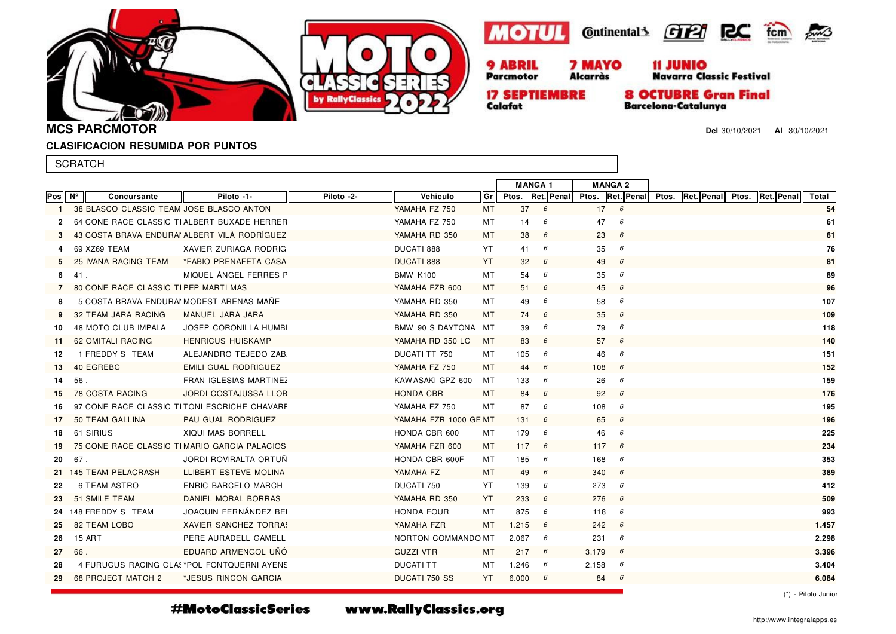9 ABRIL Parcmotor | 7 MAYO Alcarràs | 11 JUNIO Navarra Classic Festival | 17 SEPTIEMBRE Calafat | 8 OCTUBRE Gran Final Barcelona-Catalunya

## MCS PARCMOTOR

**Del** 30/10/2021 **Al** 30/10/2021

### CLASIFICACION RESUMIDA POR PUNTOS

SCRATCH

| | | | | | | | MANGA 1 | | | MANGA 2 | | | | | | | | | |
|---|---|---|---|---|---|---|---|---|---|---|---|---|---|---|---|---|---|---|---|
| Pos | Nº | Concursante | Piloto -1- | Piloto -2- | Vehiculo | Gr | Ptos. | Ret. | Penal | Ptos. | Ret. | Penal | Ptos. | Ret. | Penal | Ptos. | Ret. | Penal | Total |
| 1 | 38 | BLASCO CLASSIC TEAM | JOSE BLASCO ANTON | | YAMAHA FZ 750 | MT | 37 | 6 | | 17 | 6 | | | | | | | | 54 |
| 2 | 64 | CONE RACE CLASSIC TI | ALBERT BUXADE HERRER | | YAMAHA FZ 750 | MT | 14 | 6 | | 47 | 6 | | | | | | | | 61 |
| 3 | 43 | COSTA BRAVA ENDURAI | ALBERT VILÀ RODRÍGUEZ | | YAMAHA RD 350 | MT | 38 | 6 | | 23 | 6 | | | | | | | | 61 |
| 4 | 69 | XZ69 TEAM | XAVIER ZURIAGA RODRIG | | DUCATI 888 | YT | 41 | 6 | | 35 | 6 | | | | | | | | 76 |
| 5 | 25 | IVANA RACING TEAM | *FABIO PRENAFETA CASA | | DUCATI 888 | YT | 32 | 6 | | 49 | 6 | | | | | | | | 81 |
| 6 | 41 | . | MIQUEL ÀNGEL FERRES F | | BMW K100 | MT | 54 | 6 | | 35 | 6 | | | | | | | | 89 |
| 7 | 80 | CONE RACE CLASSIC TI | PEP MARTI MAS | | YAMAHA FZR 600 | MT | 51 | 6 | | 45 | 6 | | | | | | | | 96 |
| 8 | 5 | COSTA BRAVA ENDURAI | MODEST ARENAS MAÑE | | YAMAHA RD 350 | MT | 49 | 6 | | 58 | 6 | | | | | | | | 107 |
| 9 | 32 | TEAM JARA RACING | MANUEL JARA JARA | | YAMAHA RD 350 | MT | 74 | 6 | | 35 | 6 | | | | | | | | 109 |
| 10 | 48 | MOTO CLUB IMPALA | JOSEP CORONILLA HUMBI | | BMW 90 S DAYTONA | MT | 39 | 6 | | 79 | 6 | | | | | | | | 118 |
| 11 | 62 | OMITALI RACING | HENRICUS HUISKAMP | | YAMAHA RD 350 LC | MT | 83 | 6 | | 57 | 6 | | | | | | | | 140 |
| 12 | 1 | FREDDY S TEAM | ALEJANDRO TEJEDO ZAB | | DUCATI TT 750 | MT | 105 | 6 | | 46 | 6 | | | | | | | | 151 |
| 13 | 40 | EGREBC | EMILI GUAL RODRIGUEZ | | YAMAHA FZ 750 | MT | 44 | 6 | | 108 | 6 | | | | | | | | 152 |
| 14 | 56 | . | FRAN IGLESIAS MARTINEZ | | KAWASAKI GPZ 600 | MT | 133 | 6 | | 26 | 6 | | | | | | | | 159 |
| 15 | 78 | COSTA RACING | JORDI COSTAJUSSA LLOB | | HONDA CBR | MT | 84 | 6 | | 92 | 6 | | | | | | | | 176 |
| 16 | 97 | CONE RACE CLASSIC TI | TONI ESCRICHE CHAVARF | | YAMAHA FZ 750 | MT | 87 | 6 | | 108 | 6 | | | | | | | | 195 |
| 17 | 50 | TEAM GALLINA | PAU GUAL RODRIGUEZ | | YAMAHA FZR 1000 GE | MT | 131 | 6 | | 65 | 6 | | | | | | | | 196 |
| 18 | 61 | SIRIUS | XIQUI MAS BORRELL | | HONDA CBR 600 | MT | 179 | 6 | | 46 | 6 | | | | | | | | 225 |
| 19 | 75 | CONE RACE CLASSIC TI | MARIO GARCIA PALACIOS | | YAMAHA FZR 600 | MT | 117 | 6 | | 117 | 6 | | | | | | | | 234 |
| 20 | 67 | . | JORDI ROVIRALTA ORTUÑ | | HONDA CBR 600F | MT | 185 | 6 | | 168 | 6 | | | | | | | | 353 |
| 21 | 145 | TEAM PELACRASH | LLIBERT ESTEVE MOLINA | | YAMAHA FZ | MT | 49 | 6 | | 340 | 6 | | | | | | | | 389 |
| 22 | 6 | TEAM ASTRO | ENRIC BARCELO MARCH | | DUCATI 750 | YT | 139 | 6 | | 273 | 6 | | | | | | | | 412 |
| 23 | 51 | SMILE TEAM | DANIEL MORAL BORRAS | | YAMAHA RD 350 | YT | 233 | 6 | | 276 | 6 | | | | | | | | 509 |
| 24 | 148 | FREDDY S TEAM | JOAQUIN FERNÁNDEZ BEI | | HONDA FOUR | MT | 875 | 6 | | 118 | 6 | | | | | | | | 993 |
| 25 | 82 | TEAM LOBO | XAVIER SANCHEZ TORRAS | | YAMAHA FZR | MT | 1.215 | 6 | | 242 | 6 | | | | | | | | 1.457 |
| 26 | 15 | ART | PERE AURADELL GAMELL | | NORTON COMMANDO | MT | 2.067 | 6 | | 231 | 6 | | | | | | | | 2.298 |
| 27 | 66 | . | EDUARD ARMENGOL UÑÓ | | GUZZI VTR | MT | 217 | 6 | | 3.179 | 6 | | | | | | | | 3.396 |
| 28 | 4 | FURUGUS RACING CLAS | *POL FONTQUERNI AYENS | | DUCATI TT | MT | 1.246 | 6 | | 2.158 | 6 | | | | | | | | 3.404 |
| 29 | 68 | PROJECT MATCH 2 | *JESUS RINCON GARCIA | | DUCATI 750 SS | YT | 6.000 | 6 | | 84 | 6 | | | | | | | | 6.084 |

(*) - Piloto Junior

#MotoClassicSeries www.RallyClassics.org

http://www.integralapps.es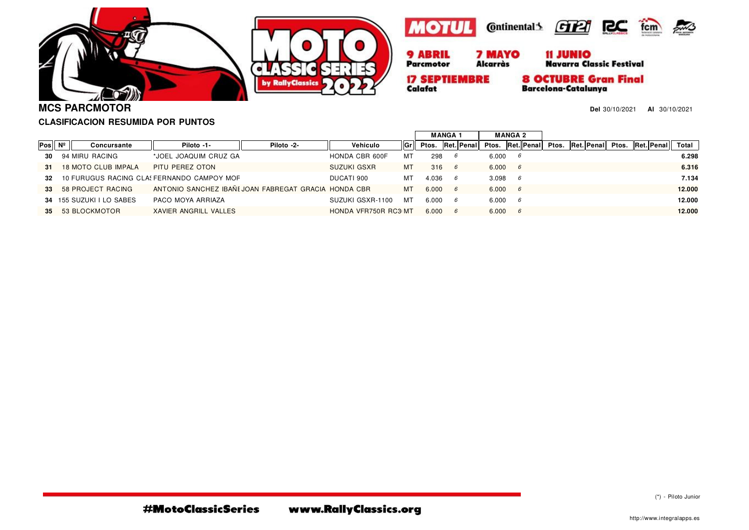MOTUL · Continental · GT2i · RC · fcm

9 ABRIL Parcmotor · 7 MAYO Alcarràs · 11 JUNIO Navarra Classic Festival · 17 SEPTIEMBRE Calafat · 8 OCTUBRE Gran Final Barcelona-Catalunya

## MCS PARCMOTOR

**Del** 30/10/2021 **Al** 30/10/2021

### CLASIFICACION RESUMIDA POR PUNTOS

| Pos | Nº | Concursante | Piloto -1- | Piloto -2- | Vehiculo | Gr | MANGA 1 Ptos. | MANGA 1 Ret. | MANGA 1 Penal | MANGA 2 Ptos. | MANGA 2 Ret. | MANGA 2 Penal | Ptos. | Ret. | Penal | Ptos. | Ret. | Penal | Total |
|---|---|---|---|---|---|---|---|---|---|---|---|---|---|---|---|---|---|---|---|
| 30 | 94 | MIRU RACING | *JOEL JOAQUIM CRUZ GA | | HONDA CBR 600F | MT | 298 | 6 | | 6.000 | 6 | | | | | | | | 6.298 |
| 31 | 18 | MOTO CLUB IMPALA | PITU PEREZ OTON | | SUZUKI GSXR | MT | 316 | 6 | | 6.000 | 6 | | | | | | | | 6.316 |
| 32 | 10 | FURUGUS RACING CLAS | FERNANDO CAMPOY MOF | | DUCATI 900 | MT | 4.036 | 6 | | 3.098 | 6 | | | | | | | | 7.134 |
| 33 | 58 | PROJECT RACING | ANTONIO SANCHEZ IBAÑE | JOAN FABREGAT GRACIA | HONDA CBR | MT | 6.000 | 6 | | 6.000 | 6 | | | | | | | | 12.000 |
| 34 | 155 | SUZUKI I LO SABES | PACO MOYA ARRIAZA | | SUZUKI GSXR-1100 | MT | 6.000 | 6 | | 6.000 | 6 | | | | | | | | 12.000 |
| 35 | 53 | BLOCKMOTOR | XAVIER ANGRILL VALLES | | HONDA VFR750R RC3 | MT | 6.000 | 6 | | 6.000 | 6 | | | | | | | | 12.000 |

(*) - Piloto Junior

#MotoClassicSeries www.RallyClassics.org

http://www.integralapps.es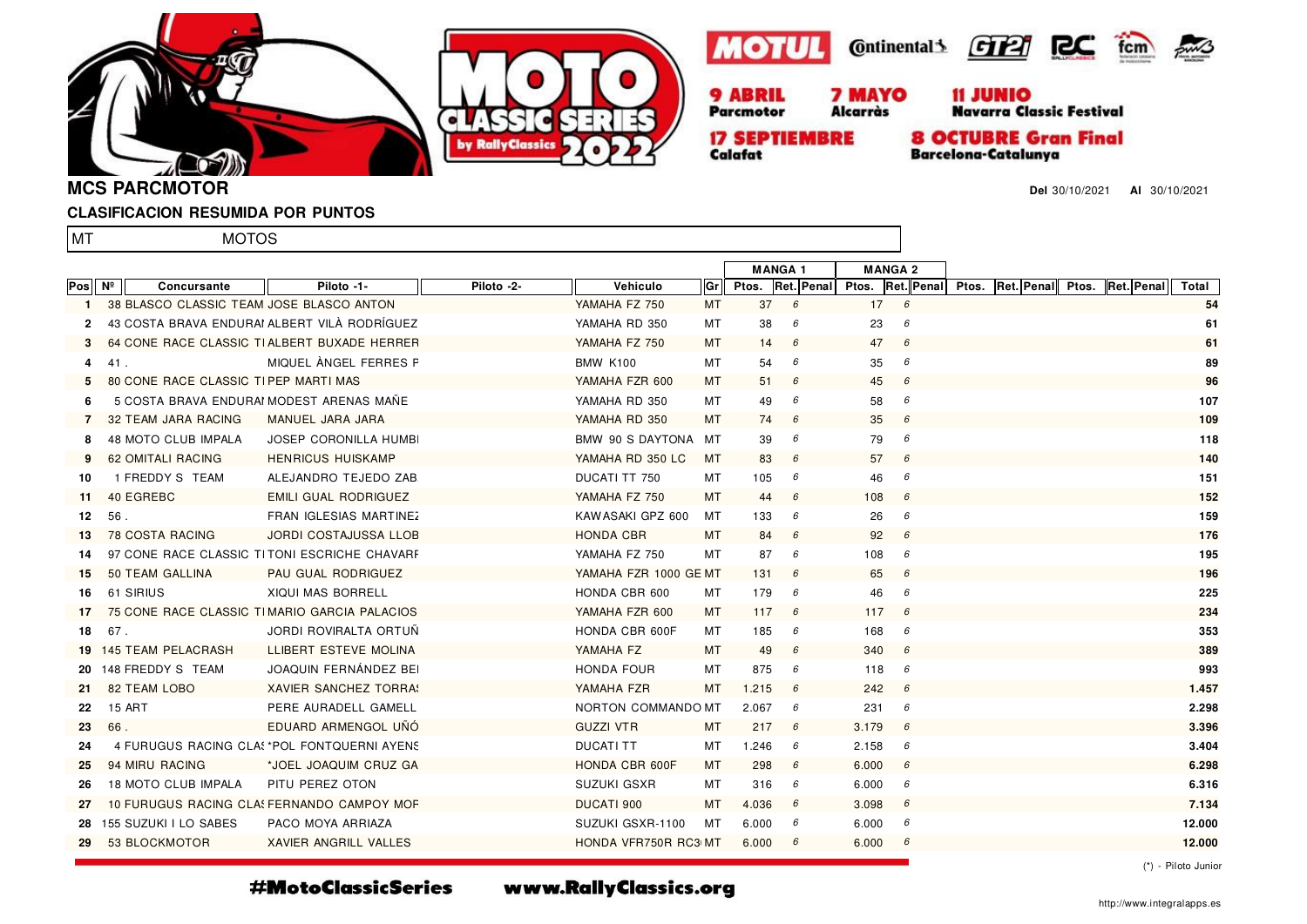9 ABRIL Parcmotor · 7 MAYO Alcarràs · 11 JUNIO Navarra Classic Festival · 17 SEPTIEMBRE Calafat · 8 OCTUBRE Gran Final Barcelona-Catalunya

## MCS PARCMOTOR

**Del** 30/10/2021 **Al** 30/10/2021

### CLASIFICACION RESUMIDA POR PUNTOS

MT MOTOS

| | | | | | | | MANGA 1 | | | MANGA 2 | | | | | | | | | |
|---|---|---|---|---|---|---|---|---|---|---|---|---|---|---|---|---|---|---|---|
| Pos | Nº | Concursante | Piloto -1- | Piloto -2- | Vehiculo | Gr | Ptos. | Ret. | Penal | Ptos. | Ret. | Penal | Ptos. | Ret. | Penal | Ptos. | Ret. | Penal | Total |
| 1 | 38 | BLASCO CLASSIC TEAM | JOSE BLASCO ANTON | | YAMAHA FZ 750 | MT | 37 | 6 | | 17 | 6 | | | | | | | | 54 |
| 2 | 43 | COSTA BRAVA ENDURAI | ALBERT VILÀ RODRÍGUEZ | | YAMAHA RD 350 | MT | 38 | 6 | | 23 | 6 | | | | | | | | 61 |
| 3 | 64 | CONE RACE CLASSIC TI | ALBERT BUXADE HERRER | | YAMAHA FZ 750 | MT | 14 | 6 | | 47 | 6 | | | | | | | | 61 |
| 4 | 41 | . | MIQUEL ÀNGEL FERRES F | | BMW K100 | MT | 54 | 6 | | 35 | 6 | | | | | | | | 89 |
| 5 | 80 | CONE RACE CLASSIC TI | PEP MARTI MAS | | YAMAHA FZR 600 | MT | 51 | 6 | | 45 | 6 | | | | | | | | 96 |
| 6 | 5 | COSTA BRAVA ENDURAI | MODEST ARENAS MAÑE | | YAMAHA RD 350 | MT | 49 | 6 | | 58 | 6 | | | | | | | | 107 |
| 7 | 32 | TEAM JARA RACING | MANUEL JARA JARA | | YAMAHA RD 350 | MT | 74 | 6 | | 35 | 6 | | | | | | | | 109 |
| 8 | 48 | MOTO CLUB IMPALA | JOSEP CORONILLA HUMBI | | BMW 90 S DAYTONA | MT | 39 | 6 | | 79 | 6 | | | | | | | | 118 |
| 9 | 62 | OMITALI RACING | HENRICUS HUISKAMP | | YAMAHA RD 350 LC | MT | 83 | 6 | | 57 | 6 | | | | | | | | 140 |
| 10 | 1 | FREDDY S TEAM | ALEJANDRO TEJEDO ZAB | | DUCATI TT 750 | MT | 105 | 6 | | 46 | 6 | | | | | | | | 151 |
| 11 | 40 | EGREBC | EMILI GUAL RODRIGUEZ | | YAMAHA FZ 750 | MT | 44 | 6 | | 108 | 6 | | | | | | | | 152 |
| 12 | 56 | . | FRAN IGLESIAS MARTINEZ | | KAWASAKI GPZ 600 | MT | 133 | 6 | | 26 | 6 | | | | | | | | 159 |
| 13 | 78 | COSTA RACING | JORDI COSTAJUSSA LLOB | | HONDA CBR | MT | 84 | 6 | | 92 | 6 | | | | | | | | 176 |
| 14 | 97 | CONE RACE CLASSIC TI | TONI ESCRICHE CHAVARF | | YAMAHA FZ 750 | MT | 87 | 6 | | 108 | 6 | | | | | | | | 195 |
| 15 | 50 | TEAM GALLINA | PAU GUAL RODRIGUEZ | | YAMAHA FZR 1000 GE | MT | 131 | 6 | | 65 | 6 | | | | | | | | 196 |
| 16 | 61 | SIRIUS | XIQUI MAS BORRELL | | HONDA CBR 600 | MT | 179 | 6 | | 46 | 6 | | | | | | | | 225 |
| 17 | 75 | CONE RACE CLASSIC TI | MARIO GARCIA PALACIOS | | YAMAHA FZR 600 | MT | 117 | 6 | | 117 | 6 | | | | | | | | 234 |
| 18 | 67 | . | JORDI ROVIRALTA ORTUÑ | | HONDA CBR 600F | MT | 185 | 6 | | 168 | 6 | | | | | | | | 353 |
| 19 | 145 | TEAM PELACRASH | LLIBERT ESTEVE MOLINA | | YAMAHA FZ | MT | 49 | 6 | | 340 | 6 | | | | | | | | 389 |
| 20 | 148 | FREDDY S TEAM | JOAQUIN FERNÁNDEZ BEI | | HONDA FOUR | MT | 875 | 6 | | 118 | 6 | | | | | | | | 993 |
| 21 | 82 | TEAM LOBO | XAVIER SANCHEZ TORRA | | YAMAHA FZR | MT | 1.215 | 6 | | 242 | 6 | | | | | | | | 1.457 |
| 22 | 15 | ART | PERE AURADELL GAMELL | | NORTON COMMANDO | MT | 2.067 | 6 | | 231 | 6 | | | | | | | | 2.298 |
| 23 | 66 | . | EDUARD ARMENGOL UÑÓ | | GUZZI VTR | MT | 217 | 6 | | 3.179 | 6 | | | | | | | | 3.396 |
| 24 | 4 | FURUGUS RACING CLAS | *POL FONTQUERNI AYENS | | DUCATI TT | MT | 1.246 | 6 | | 2.158 | 6 | | | | | | | | 3.404 |
| 25 | 94 | MIRU RACING | *JOEL JOAQUIM CRUZ GA | | HONDA CBR 600F | MT | 298 | 6 | | 6.000 | 6 | | | | | | | | 6.298 |
| 26 | 18 | MOTO CLUB IMPALA | PITU PEREZ OTON | | SUZUKI GSXR | MT | 316 | 6 | | 6.000 | 6 | | | | | | | | 6.316 |
| 27 | 10 | FURUGUS RACING CLAS | FERNANDO CAMPOY MOF | | DUCATI 900 | MT | 4.036 | 6 | | 3.098 | 6 | | | | | | | | 7.134 |
| 28 | 155 | SUZUKI I LO SABES | PACO MOYA ARRIAZA | | SUZUKI GSXR-1100 | MT | 6.000 | 6 | | 6.000 | 6 | | | | | | | | 12.000 |
| 29 | 53 | BLOCKMOTOR | XAVIER ANGRILL VALLES | | HONDA VFR750R RC3 | MT | 6.000 | 6 | | 6.000 | 6 | | | | | | | | 12.000 |

(*) - Piloto Junior

#MotoClassicSeries www.RallyClassics.org

http://www.integralapps.es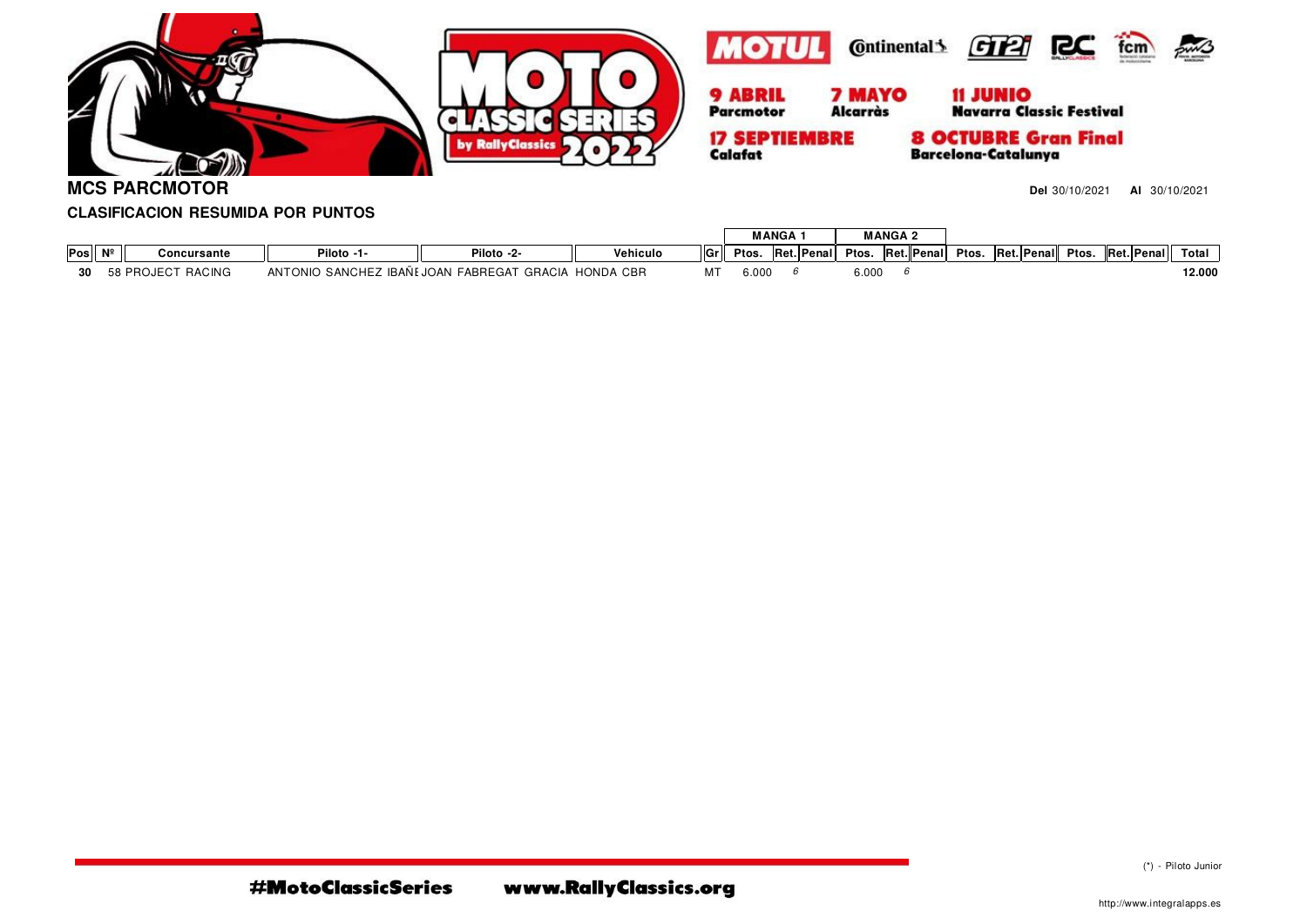MOTUL · Continental · GT2i · RC · fcm

**9 ABRIL** Parcmotor — **7 MAYO** Alcarràs — **11 JUNIO** Navarra Classic Festival

**17 SEPTIEMBRE** Calafat — **8 OCTUBRE Gran Final** Barcelona-Catalunya

## MCS PARCMOTOR

**Del** 30/10/2021 **Al** 30/10/2021

### CLASIFICACION RESUMIDA POR PUNTOS

| | | | | | | | MANGA 1 | | | MANGA 2 | | | | | | | | | |
|---|---|---|---|---|---|---|---|---|---|---|---|---|---|---|---|---|---|---|---|
| **Pos** | **Nº** | **Concursante** | **Piloto -1-** | **Piloto -2-** | **Vehiculo** | **Gr** | **Ptos.** | **Ret.** | **Penal** | **Ptos.** | **Ret.** | **Penal** | **Ptos.** | **Ret.** | **Penal** | **Ptos.** | **Ret.** | **Penal** | **Total** |
| **30** | 58 | PROJECT RACING | ANTONIO SANCHEZ IBAÑE | JOAN FABREGAT GRACIA | HONDA CBR | MT | 6.000 | *6* | | 6.000 | *6* | | | | | | | | **12.000** |

(*) - Piloto Junior

#MotoClassicSeries www.RallyClassics.org

http://www.integralapps.es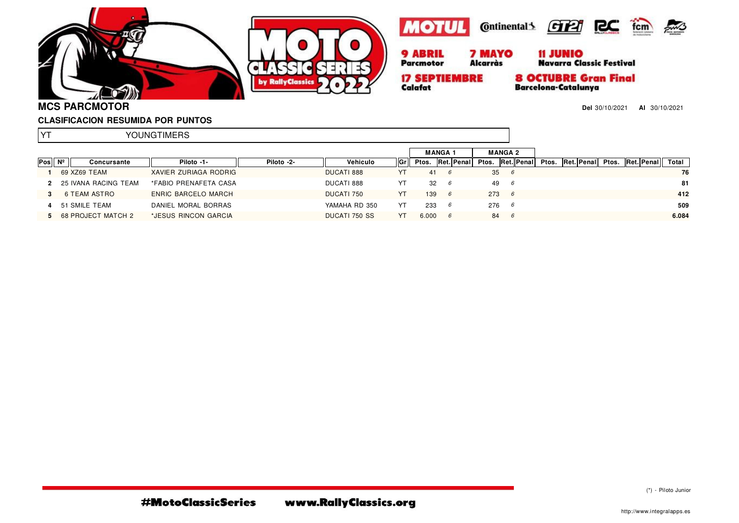9 ABRIL Parcmotor · 7 MAYO Alcarràs · 11 JUNIO Navarra Classic Festival · 17 SEPTIEMBRE Calafat · 8 OCTUBRE Gran Final Barcelona-Catalunya

# MCS PARCMOTOR

**Del** 30/10/2021 **Al** 30/10/2021

## CLASIFICACION RESUMIDA POR PUNTOS

YT YOUNGTIMERS

| | | | | | | | MANGA 1 | | | MANGA 2 | | | | | | | | | |
|---|---|---|---|---|---|---|---|---|---|---|---|---|---|---|---|---|---|---|---|
| Pos | Nº | Concursante | Piloto -1- | Piloto -2- | Vehiculo | Gr | Ptos. | Ret. | Penal | Ptos. | Ret. | Penal | Ptos. | Ret. | Penal | Ptos. | Ret. | Penal | Total |
| 1 | 69 | XZ69 TEAM | XAVIER ZURIAGA RODRIG | | DUCATI 888 | YT | 41 | 6 | | 35 | 6 | | | | | | | | 76 |
| 2 | 25 | IVANA RACING TEAM | *FABIO PRENAFETA CASA | | DUCATI 888 | YT | 32 | 6 | | 49 | 6 | | | | | | | | 81 |
| 3 | 6 | TEAM ASTRO | ENRIC BARCELO MARCH | | DUCATI 750 | YT | 139 | 6 | | 273 | 6 | | | | | | | | 412 |
| 4 | 51 | SMILE TEAM | DANIEL MORAL BORRAS | | YAMAHA RD 350 | YT | 233 | 6 | | 276 | 6 | | | | | | | | 509 |
| 5 | 68 | PROJECT MATCH 2 | *JESUS RINCON GARCIA | | DUCATI 750 SS | YT | 6.000 | 6 | | 84 | 6 | | | | | | | | 6.084 |

(*) - Piloto Junior

#MotoClassicSeries www.RallyClassics.org

http://www.integralapps.es